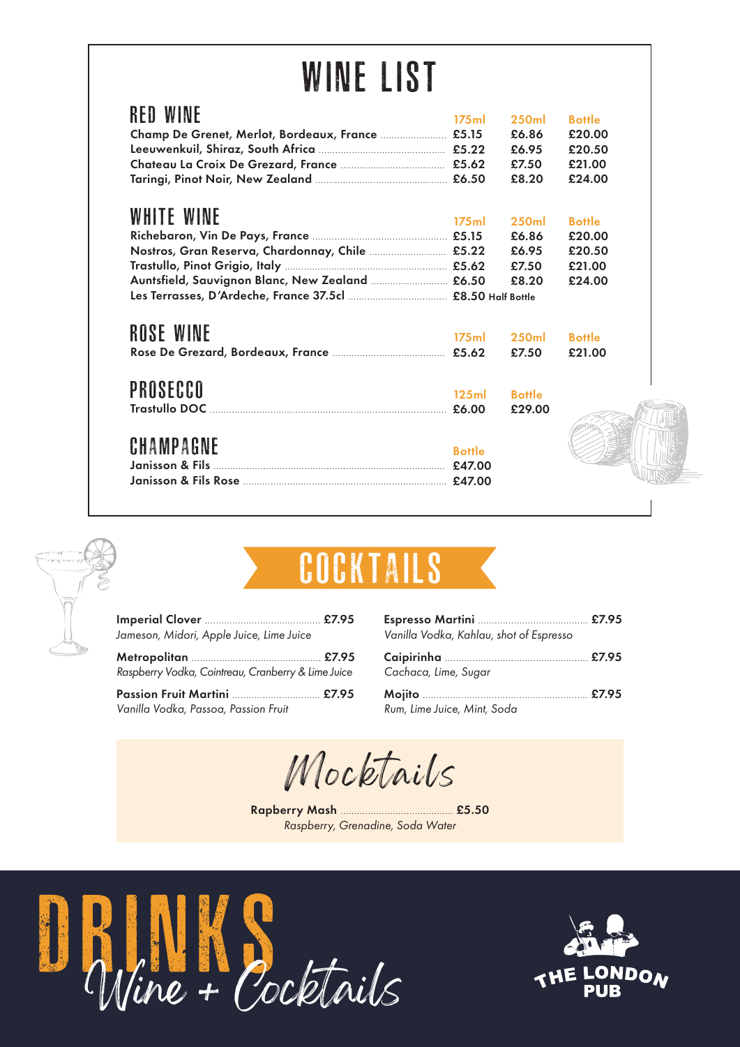# WINE LIST

## RED WINE

| | 175ml | 250ml | Bottle |
|---|---|---|---|
| Champ De Grenet, Merlot, Bordeaux, France | £5.15 | £6.86 | £20.00 |
| Leeuwenkuil, Shiraz, South Africa | £5.22 | £6.95 | £20.50 |
| Chateau La Croix De Grezard, France | £5.62 | £7.50 | £21.00 |
| Taringi, Pinot Noir, New Zealand | £6.50 | £8.20 | £24.00 |

## WHITE WINE

| | 175ml | 250ml | Bottle |
|---|---|---|---|
| Richebaron, Vin De Pays, France | £5.15 | £6.86 | £20.00 |
| Nostros, Gran Reserva, Chardonnay, Chile | £5.22 | £6.95 | £20.50 |
| Trastullo, Pinot Grigio, Italy | £5.62 | £7.50 | £21.00 |
| Auntsfield, Sauvignon Blanc, New Zealand | £6.50 | £8.20 | £24.00 |
| Les Terrasses, D'Ardeche, France 37.5cl | £8.50 Half Bottle | | |

## ROSE WINE

| | 175ml | 250ml | Bottle |
|---|---|---|---|
| Rose De Grezard, Bordeaux, France | £5.62 | £7.50 | £21.00 |

## PROSECCO

| | 125ml | Bottle |
|---|---|---|
| Trastullo DOC | £6.00 | £29.00 |

## CHAMPAGNE

| | Bottle |
|---|---|
| Janisson & Fils | £47.00 |
| Janisson & Fils Rose | £47.00 |

# COCKTAILS

**Imperial Clover** £7.95
*Jameson, Midori, Apple Juice, Lime Juice*

**Metropolitan** £7.95
*Raspberry Vodka, Cointreau, Cranberry & Lime Juice*

**Passion Fruit Martini** £7.95
*Vanilla Vodka, Passoa, Passion Fruit*

**Espresso Martini** £7.95
*Vanilla Vodka, Kahlau, shot of Espresso*

**Caipirinha** £7.95
*Cachaca, Lime, Sugar*

**Mojito** £7.95
*Rum, Lime Juice, Mint, Soda*

## Mocktails

**Rapberry Mash** £5.50
*Raspberry, Grenadine, Soda Water*

# DRINKS
Wine + Cocktails

THE LONDON PUB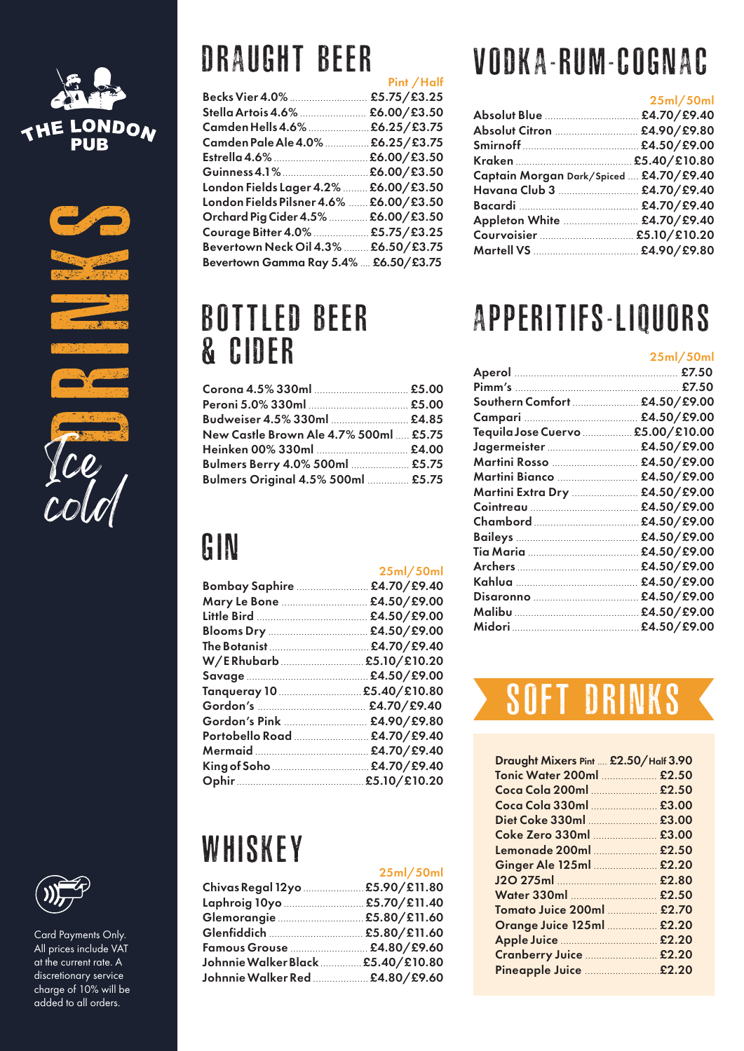# THE LONDON PUB

# DRINKS

*Ice cold*

Card Payments Only. All prices include VAT at the current rate. A discretionary service charge of 10% will be added to all orders.

## DRAUGHT BEER

| | Pint / Half |
|---|---|
| Becks Vier 4.0% | £5.75/£3.25 |
| Stella Artois 4.6% | £6.00/£3.50 |
| Camden Hells 4.6% | £6.25/£3.75 |
| Camden Pale Ale 4.0% | £6.25/£3.75 |
| Estrella 4.6% | £6.00/£3.50 |
| Guinness 4.1% | £6.00/£3.50 |
| London Fields Lager 4.2% | £6.00/£3.50 |
| London Fields Pilsner 4.6% | £6.00/£3.50 |
| Orchard Pig Cider 4.5% | £6.00/£3.50 |
| Courage Bitter 4.0% | £5.75/£3.25 |
| Bevertown Neck Oil 4.3% | £6.50/£3.75 |
| Bevertown Gamma Ray 5.4% | £6.50/£3.75 |

## BOTTLED BEER & CIDER

| | |
|---|---|
| Corona 4.5% 330ml | £5.00 |
| Peroni 5.0% 330ml | £5.00 |
| Budweiser 4.5% 330ml | £4.85 |
| New Castle Brown Ale 4.7% 500ml | £5.75 |
| Heinken 00% 330ml | £4.00 |
| Bulmers Berry 4.0% 500ml | £5.75 |
| Bulmers Original 4.5% 500ml | £5.75 |

## GIN

| | 25ml/50ml |
|---|---|
| Bombay Saphire | £4.70/£9.40 |
| Mary Le Bone | £4.50/£9.00 |
| Little Bird | £4.50/£9.00 |
| Blooms Dry | £4.50/£9.00 |
| The Botanist | £4.70/£9.40 |
| W/E Rhubarb | £5.10/£10.20 |
| Savage | £4.50/£9.00 |
| Tanqueray 10 | £5.40/£10.80 |
| Gordon's | £4.70/£9.40 |
| Gordon's Pink | £4.90/£9.80 |
| Portobello Road | £4.70/£9.40 |
| Mermaid | £4.70/£9.40 |
| King of Soho | £4.70/£9.40 |
| Ophir | £5.10/£10.20 |

## WHISKEY

| | 25ml/50ml |
|---|---|
| Chivas Regal 12yo | £5.90/£11.80 |
| Laphroig 10yo | £5.70/£11.40 |
| Glemorangie | £5.80/£11.60 |
| Glenfiddich | £5.80/£11.60 |
| Famous Grouse | £4.80/£9.60 |
| Johnnie Walker Black | £5.40/£10.80 |
| Johnnie Walker Red | £4.80/£9.60 |

## VODKA-RUM-COGNAC

| | 25ml/50ml |
|---|---|
| Absolut Blue | £4.70/£9.40 |
| Absolut Citron | £4.90/£9.80 |
| Smirnoff | £4.50/£9.00 |
| Kraken | £5.40/£10.80 |
| Captain Morgan Dark/Spiced | £4.70/£9.40 |
| Havana Club 3 | £4.70/£9.40 |
| Bacardi | £4.70/£9.40 |
| Appleton White | £4.70/£9.40 |
| Courvoisier | £5.10/£10.20 |
| Martell VS | £4.90/£9.80 |

## APPERITIFS-LIQUORS

| | 25ml/50ml |
|---|---|
| Aperol | £7.50 |
| Pimm's | £7.50 |
| Southern Comfort | £4.50/£9.00 |
| Campari | £4.50/£9.00 |
| Tequila Jose Cuervo | £5.00/£10.00 |
| Jagermeister | £4.50/£9.00 |
| Martini Rosso | £4.50/£9.00 |
| Martini Bianco | £4.50/£9.00 |
| Martini Extra Dry | £4.50/£9.00 |
| Cointreau | £4.50/£9.00 |
| Chambord | £4.50/£9.00 |
| Baileys | £4.50/£9.00 |
| Tia Maria | £4.50/£9.00 |
| Archers | £4.50/£9.00 |
| Kahlua | £4.50/£9.00 |
| Disaronno | £4.50/£9.00 |
| Malibu | £4.50/£9.00 |
| Midori | £4.50/£9.00 |

## SOFT DRINKS

| | |
|---|---|
| Draught Mixers Pint | £2.50/Half 3.90 |
| Tonic Water 200ml | £2.50 |
| Coca Cola 200ml | £2.50 |
| Coca Cola 330ml | £3.00 |
| Diet Coke 330ml | £3.00 |
| Coke Zero 330ml | £3.00 |
| Lemonade 200ml | £2.50 |
| Ginger Ale 125ml | £2.20 |
| J2O 275ml | £2.80 |
| Water 330ml | £2.50 |
| Tomato Juice 200ml | £2.70 |
| Orange Juice 125ml | £2.20 |
| Apple Juice | £2.20 |
| Cranberry Juice | £2.20 |
| Pineapple Juice | £2.20 |